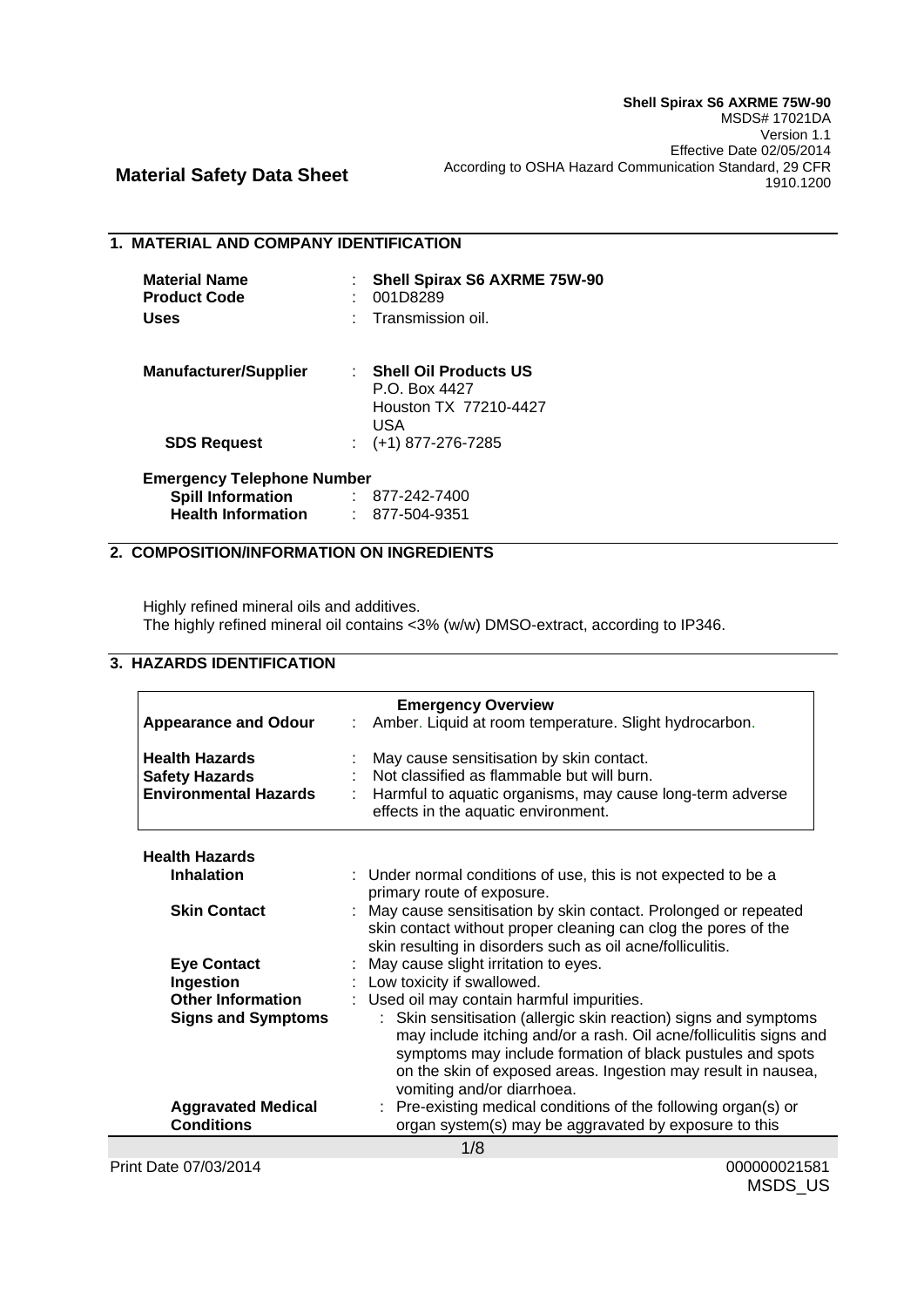**Shell Spirax S6 AXRME 75W-90**
MSDS# 17021DA
Version 1.1
Effective Date 02/05/2014
According to OSHA Hazard Communication Standard, 29 CFR 1910.1200

# Material Safety Data Sheet

## 1. MATERIAL AND COMPANY IDENTIFICATION

| | |
|---|---|
| **Material Name** | : **Shell Spirax S6 AXRME 75W-90** |
| **Product Code** | : 001D8289 |
| **Uses** | : Transmission oil. |
| **Manufacturer/Supplier** | : **Shell Oil Products US**<br>P.O. Box 4427<br>Houston TX 77210-4427<br>USA |
| **SDS Request** | : (+1) 877-276-7285 |

**Emergency Telephone Number**

| | |
|---|---|
| **Spill Information** | : 877-242-7400 |
| **Health Information** | : 877-504-9351 |

## 2. COMPOSITION/INFORMATION ON INGREDIENTS

Highly refined mineral oils and additives.
The highly refined mineral oil contains <3% (w/w) DMSO-extract, according to IP346.

## 3. HAZARDS IDENTIFICATION

**Emergency Overview**

| | |
|---|---|
| **Appearance and Odour** | : Amber. Liquid at room temperature. Slight hydrocarbon. |
| **Health Hazards** | : May cause sensitisation by skin contact. |
| **Safety Hazards** | : Not classified as flammable but will burn. |
| **Environmental Hazards** | : Harmful to aquatic organisms, may cause long-term adverse effects in the aquatic environment. |

**Health Hazards**

| | |
|---|---|
| **Inhalation** | : Under normal conditions of use, this is not expected to be a primary route of exposure. |
| **Skin Contact** | : May cause sensitisation by skin contact. Prolonged or repeated skin contact without proper cleaning can clog the pores of the skin resulting in disorders such as oil acne/folliculitis. |
| **Eye Contact** | : May cause slight irritation to eyes. |
| **Ingestion** | : Low toxicity if swallowed. |
| **Other Information** | : Used oil may contain harmful impurities. |
| **Signs and Symptoms** | : Skin sensitisation (allergic skin reaction) signs and symptoms may include itching and/or a rash. Oil acne/folliculitis signs and symptoms may include formation of black pustules and spots on the skin of exposed areas. Ingestion may result in nausea, vomiting and/or diarrhoea. |
| **Aggravated Medical Conditions** | : Pre-existing medical conditions of the following organ(s) or organ system(s) may be aggravated by exposure to this |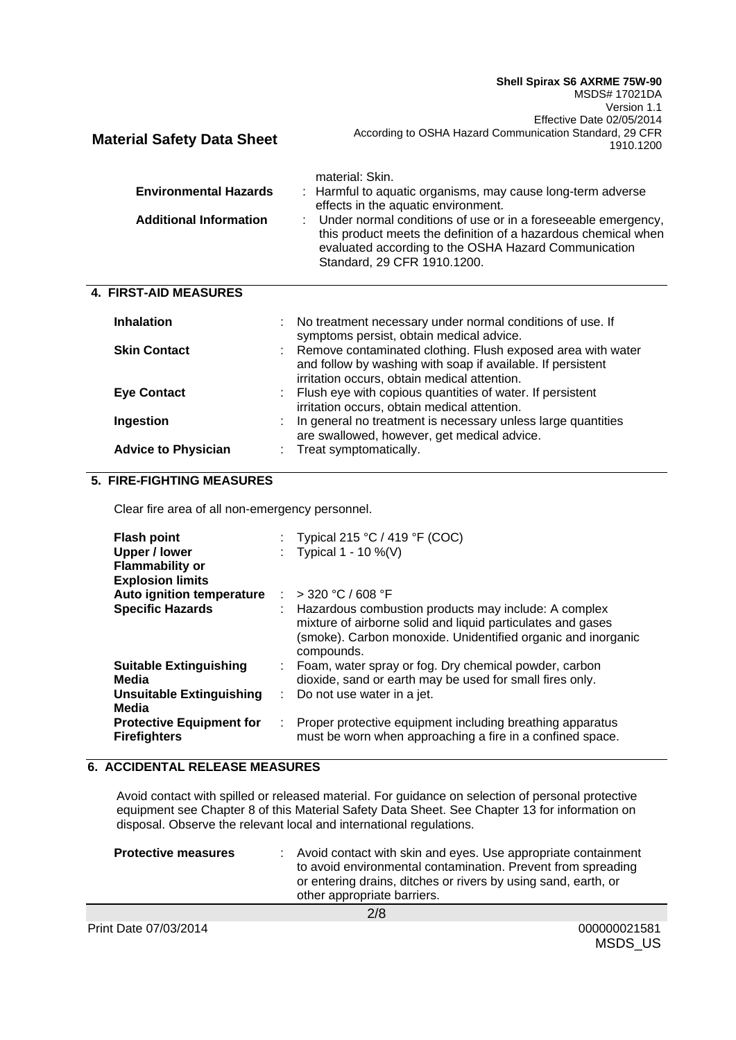material: Skin.

**Environmental Hazards** : Harmful to aquatic organisms, may cause long-term adverse effects in the aquatic environment.

**Additional Information** : Under normal conditions of use or in a foreseeable emergency, this product meets the definition of a hazardous chemical when evaluated according to the OSHA Hazard Communication Standard, 29 CFR 1910.1200.

## 4. FIRST-AID MEASURES

**Inhalation** : No treatment necessary under normal conditions of use. If symptoms persist, obtain medical advice.

**Skin Contact** : Remove contaminated clothing. Flush exposed area with water and follow by washing with soap if available. If persistent irritation occurs, obtain medical attention.

**Eye Contact** : Flush eye with copious quantities of water. If persistent irritation occurs, obtain medical attention.

**Ingestion** : In general no treatment is necessary unless large quantities are swallowed, however, get medical advice.

**Advice to Physician** : Treat symptomatically.

## 5. FIRE-FIGHTING MEASURES

Clear fire area of all non-emergency personnel.

**Flash point** : Typical 215 °C / 419 °F (COC)

**Upper / lower Flammability or Explosion limits** : Typical 1 - 10 %(V)

**Auto ignition temperature** : > 320 °C / 608 °F

**Specific Hazards** : Hazardous combustion products may include: A complex mixture of airborne solid and liquid particulates and gases (smoke). Carbon monoxide. Unidentified organic and inorganic compounds.

**Suitable Extinguishing Media** : Foam, water spray or fog. Dry chemical powder, carbon dioxide, sand or earth may be used for small fires only.

**Unsuitable Extinguishing Media** : Do not use water in a jet.

**Protective Equipment for Firefighters** : Proper protective equipment including breathing apparatus must be worn when approaching a fire in a confined space.

## 6. ACCIDENTAL RELEASE MEASURES

Avoid contact with spilled or released material. For guidance on selection of personal protective equipment see Chapter 8 of this Material Safety Data Sheet. See Chapter 13 for information on disposal. Observe the relevant local and international regulations.

**Protective measures** : Avoid contact with skin and eyes. Use appropriate containment to avoid environmental contamination. Prevent from spreading or entering drains, ditches or rivers by using sand, earth, or other appropriate barriers.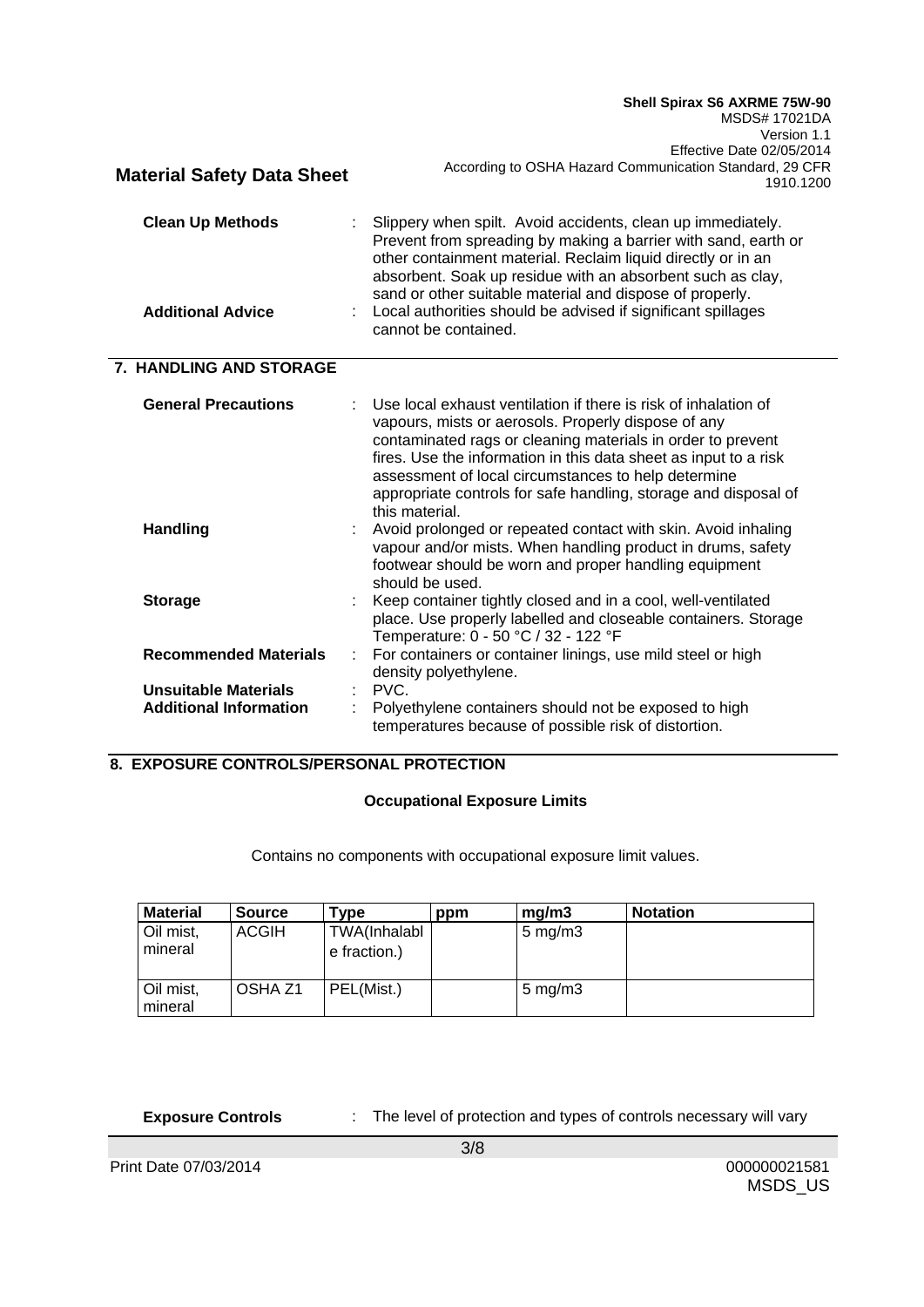**Clean Up Methods** : Slippery when spilt. Avoid accidents, clean up immediately. Prevent from spreading by making a barrier with sand, earth or other containment material. Reclaim liquid directly or in an absorbent. Soak up residue with an absorbent such as clay, sand or other suitable material and dispose of properly.

**Additional Advice** : Local authorities should be advised if significant spillages cannot be contained.

## 7. HANDLING AND STORAGE

**General Precautions** : Use local exhaust ventilation if there is risk of inhalation of vapours, mists or aerosols. Properly dispose of any contaminated rags or cleaning materials in order to prevent fires. Use the information in this data sheet as input to a risk assessment of local circumstances to help determine appropriate controls for safe handling, storage and disposal of this material.

**Handling** : Avoid prolonged or repeated contact with skin. Avoid inhaling vapour and/or mists. When handling product in drums, safety footwear should be worn and proper handling equipment should be used.

**Storage** : Keep container tightly closed and in a cool, well-ventilated place. Use properly labelled and closeable containers. Storage Temperature: 0 - 50 °C / 32 - 122 °F

**Recommended Materials** : For containers or container linings, use mild steel or high density polyethylene.

**Unsuitable Materials** : PVC.

**Additional Information** : Polyethylene containers should not be exposed to high temperatures because of possible risk of distortion.

## 8. EXPOSURE CONTROLS/PERSONAL PROTECTION

### Occupational Exposure Limits

Contains no components with occupational exposure limit values.

| Material | Source | Type | ppm | mg/m3 | Notation |
|---|---|---|---|---|---|
| Oil mist, mineral | ACGIH | TWA(Inhalable fraction.) | | 5 mg/m3 | |
| Oil mist, mineral | OSHA Z1 | PEL(Mist.) | | 5 mg/m3 | |

**Exposure Controls** : The level of protection and types of controls necessary will vary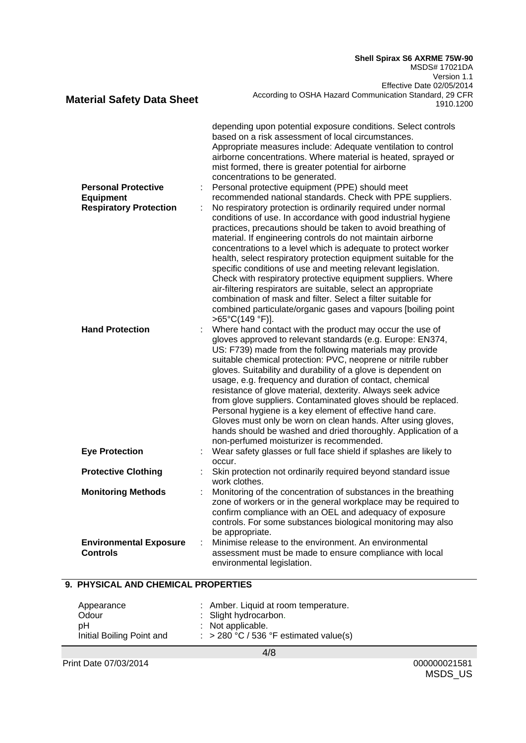depending upon potential exposure conditions. Select controls based on a risk assessment of local circumstances. Appropriate measures include: Adequate ventilation to control airborne concentrations. Where material is heated, sprayed or mist formed, there is greater potential for airborne concentrations to be generated.

| | | |
|---|---|---|
| **Personal Protective Equipment** | : | Personal protective equipment (PPE) should meet recommended national standards. Check with PPE suppliers. |
| **Respiratory Protection** | : | No respiratory protection is ordinarily required under normal conditions of use. In accordance with good industrial hygiene practices, precautions should be taken to avoid breathing of material. If engineering controls do not maintain airborne concentrations to a level which is adequate to protect worker health, select respiratory protection equipment suitable for the specific conditions of use and meeting relevant legislation. Check with respiratory protective equipment suppliers. Where air-filtering respirators are suitable, select an appropriate combination of mask and filter. Select a filter suitable for combined particulate/organic gases and vapours [boiling point >65°C(149 °F)]. |
| **Hand Protection** | : | Where hand contact with the product may occur the use of gloves approved to relevant standards (e.g. Europe: EN374, US: F739) made from the following materials may provide suitable chemical protection: PVC, neoprene or nitrile rubber gloves. Suitability and durability of a glove is dependent on usage, e.g. frequency and duration of contact, chemical resistance of glove material, dexterity. Always seek advice from glove suppliers. Contaminated gloves should be replaced. Personal hygiene is a key element of effective hand care. Gloves must only be worn on clean hands. After using gloves, hands should be washed and dried thoroughly. Application of a non-perfumed moisturizer is recommended. |
| **Eye Protection** | : | Wear safety glasses or full face shield if splashes are likely to occur. |
| **Protective Clothing** | : | Skin protection not ordinarily required beyond standard issue work clothes. |
| **Monitoring Methods** | : | Monitoring of the concentration of substances in the breathing zone of workers or in the general workplace may be required to confirm compliance with an OEL and adequacy of exposure controls. For some substances biological monitoring may also be appropriate. |
| **Environmental Exposure Controls** | : | Minimise release to the environment. An environmental assessment must be made to ensure compliance with local environmental legislation. |

## 9. PHYSICAL AND CHEMICAL PROPERTIES

| | | |
|---|---|---|
| Appearance | : | Amber. Liquid at room temperature. |
| Odour | : | Slight hydrocarbon. |
| pH | : | Not applicable. |
| Initial Boiling Point and | : | > 280 °C / 536 °F estimated value(s) |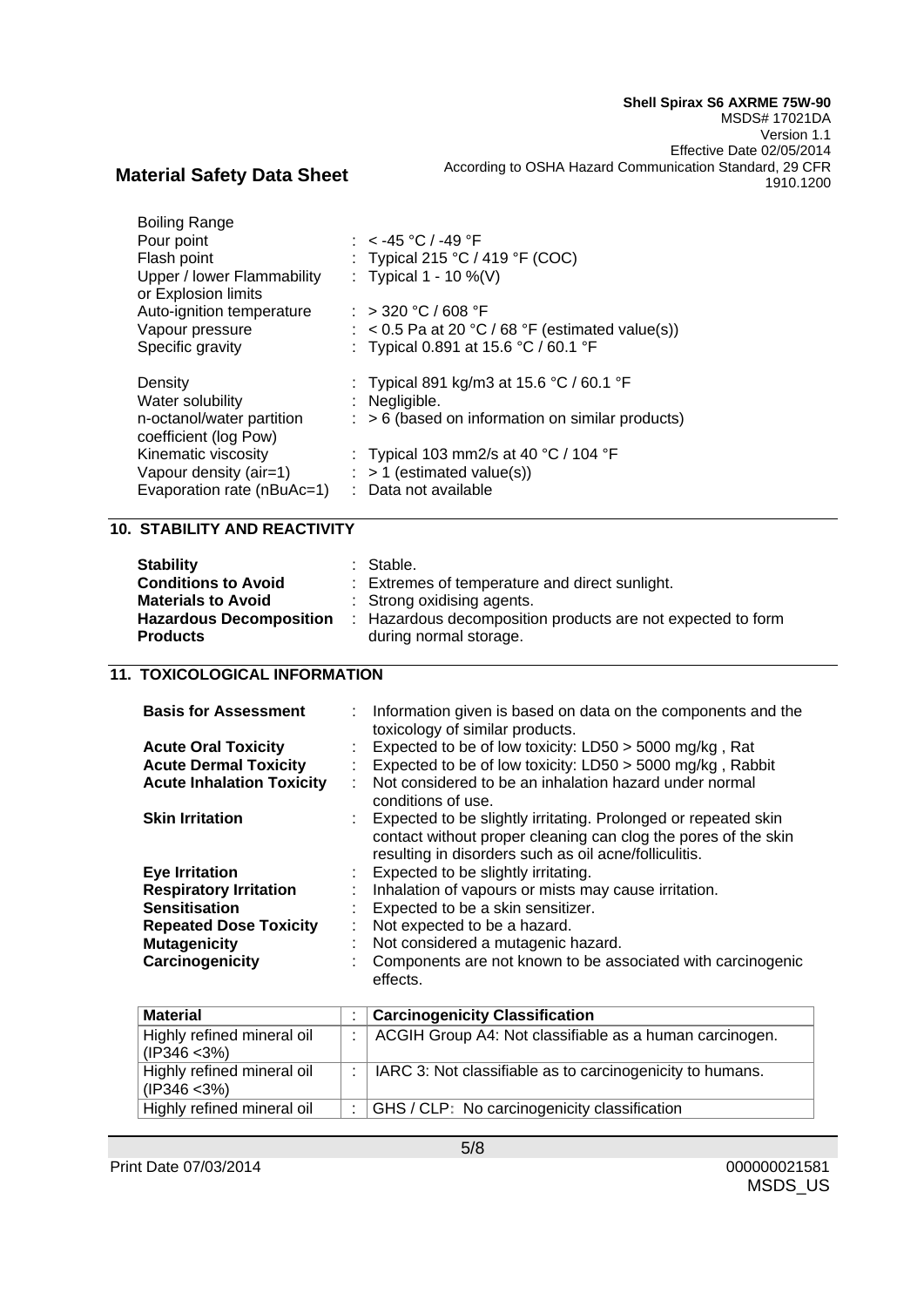| | | |
|---|---|---|
| Boiling Range | | |
| Pour point | : | < -45 °C / -49 °F |
| Flash point | : | Typical 215 °C / 419 °F (COC) |
| Upper / lower Flammability or Explosion limits | : | Typical 1 - 10 %(V) |
| Auto-ignition temperature | : | > 320 °C / 608 °F |
| Vapour pressure | : | < 0.5 Pa at 20 °C / 68 °F (estimated value(s)) |
| Specific gravity | : | Typical 0.891 at 15.6 °C / 60.1 °F |
| Density | : | Typical 891 kg/m3 at 15.6 °C / 60.1 °F |
| Water solubility | : | Negligible. |
| n-octanol/water partition coefficient (log Pow) | : | > 6 (based on information on similar products) |
| Kinematic viscosity | : | Typical 103 mm2/s at 40 °C / 104 °F |
| Vapour density (air=1) | : | > 1 (estimated value(s)) |
| Evaporation rate (nBuAc=1) | : | Data not available |

## 10. STABILITY AND REACTIVITY

| | | |
|---|---|---|
| **Stability** | : | Stable. |
| **Conditions to Avoid** | : | Extremes of temperature and direct sunlight. |
| **Materials to Avoid** | : | Strong oxidising agents. |
| **Hazardous Decomposition Products** | : | Hazardous decomposition products are not expected to form during normal storage. |

## 11. TOXICOLOGICAL INFORMATION

| | | |
|---|---|---|
| **Basis for Assessment** | : | Information given is based on data on the components and the toxicology of similar products. |
| **Acute Oral Toxicity** | : | Expected to be of low toxicity: LD50 > 5000 mg/kg , Rat |
| **Acute Dermal Toxicity** | : | Expected to be of low toxicity: LD50 > 5000 mg/kg , Rabbit |
| **Acute Inhalation Toxicity** | : | Not considered to be an inhalation hazard under normal conditions of use. |
| **Skin Irritation** | : | Expected to be slightly irritating. Prolonged or repeated skin contact without proper cleaning can clog the pores of the skin resulting in disorders such as oil acne/folliculitis. |
| **Eye Irritation** | : | Expected to be slightly irritating. |
| **Respiratory Irritation** | : | Inhalation of vapours or mists may cause irritation. |
| **Sensitisation** | : | Expected to be a skin sensitizer. |
| **Repeated Dose Toxicity** | : | Not expected to be a hazard. |
| **Mutagenicity** | : | Not considered a mutagenic hazard. |
| **Carcinogenicity** | : | Components are not known to be associated with carcinogenic effects. |

| Material | : | Carcinogenicity Classification |
|---|---|---|
| Highly refined mineral oil (IP346 <3%) | : | ACGIH Group A4: Not classifiable as a human carcinogen. |
| Highly refined mineral oil (IP346 <3%) | : | IARC 3: Not classifiable as to carcinogenicity to humans. |
| Highly refined mineral oil | : | GHS / CLP: No carcinogenicity classification |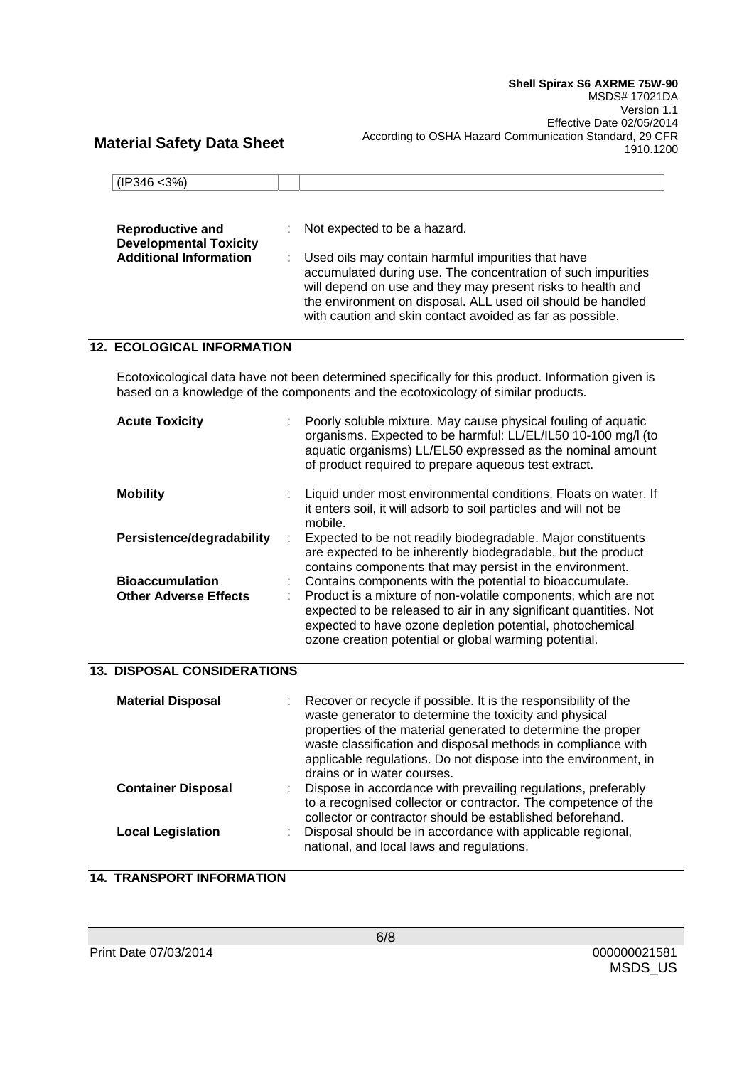| (IP346 <3%) | | |
|---|---|---|

| | | |
|---|---|---|
| **Reproductive and Developmental Toxicity** | : | Not expected to be a hazard. |
| **Additional Information** | : | Used oils may contain harmful impurities that have accumulated during use. The concentration of such impurities will depend on use and they may present risks to health and the environment on disposal. ALL used oil should be handled with caution and skin contact avoided as far as possible. |

## 12. ECOLOGICAL INFORMATION

Ecotoxicological data have not been determined specifically for this product. Information given is based on a knowledge of the components and the ecotoxicology of similar products.

| | | |
|---|---|---|
| **Acute Toxicity** | : | Poorly soluble mixture. May cause physical fouling of aquatic organisms. Expected to be harmful: LL/EL/IL50 10-100 mg/l (to aquatic organisms) LL/EL50 expressed as the nominal amount of product required to prepare aqueous test extract. |
| **Mobility** | : | Liquid under most environmental conditions. Floats on water. If it enters soil, it will adsorb to soil particles and will not be mobile. |
| **Persistence/degradability** | : | Expected to be not readily biodegradable. Major constituents are expected to be inherently biodegradable, but the product contains components that may persist in the environment. |
| **Bioaccumulation** | : | Contains components with the potential to bioaccumulate. |
| **Other Adverse Effects** | : | Product is a mixture of non-volatile components, which are not expected to be released to air in any significant quantities. Not expected to have ozone depletion potential, photochemical ozone creation potential or global warming potential. |

## 13. DISPOSAL CONSIDERATIONS

| | | |
|---|---|---|
| **Material Disposal** | : | Recover or recycle if possible. It is the responsibility of the waste generator to determine the toxicity and physical properties of the material generated to determine the proper waste classification and disposal methods in compliance with applicable regulations. Do not dispose into the environment, in drains or in water courses. |
| **Container Disposal** | : | Dispose in accordance with prevailing regulations, preferably to a recognised collector or contractor. The competence of the collector or contractor should be established beforehand. |
| **Local Legislation** | : | Disposal should be in accordance with applicable regional, national, and local laws and regulations. |

## 14. TRANSPORT INFORMATION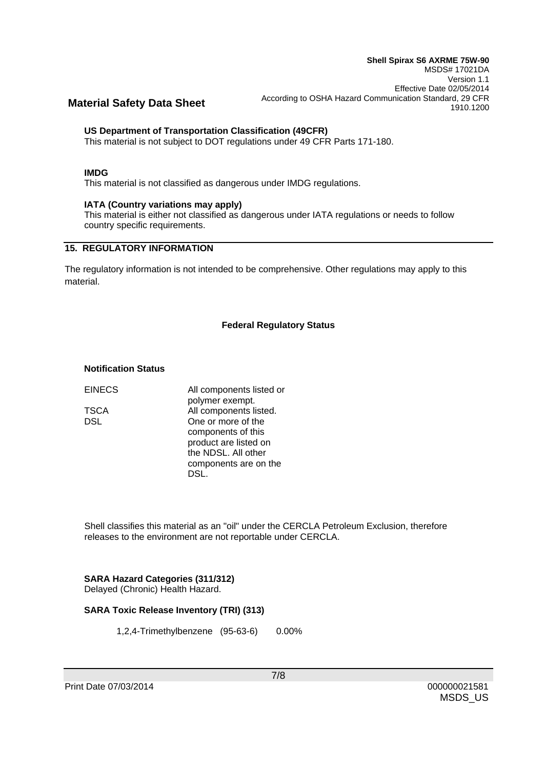**US Department of Transportation Classification (49CFR)**
This material is not subject to DOT regulations under 49 CFR Parts 171-180.

**IMDG**
This material is not classified as dangerous under IMDG regulations.

**IATA (Country variations may apply)**
This material is either not classified as dangerous under IATA regulations or needs to follow country specific requirements.

## 15. REGULATORY INFORMATION

The regulatory information is not intended to be comprehensive. Other regulations may apply to this material.

### Federal Regulatory Status

**Notification Status**

| | |
|---|---|
| EINECS | All components listed or polymer exempt. |
| TSCA | All components listed. |
| DSL | One or more of the components of this product are listed on the NDSL. All other components are on the DSL. |

Shell classifies this material as an "oil" under the CERCLA Petroleum Exclusion, therefore releases to the environment are not reportable under CERCLA.

**SARA Hazard Categories (311/312)**
Delayed (Chronic) Health Hazard.

**SARA Toxic Release Inventory (TRI) (313)**

1,2,4-Trimethylbenzene (95-63-6) 0.00%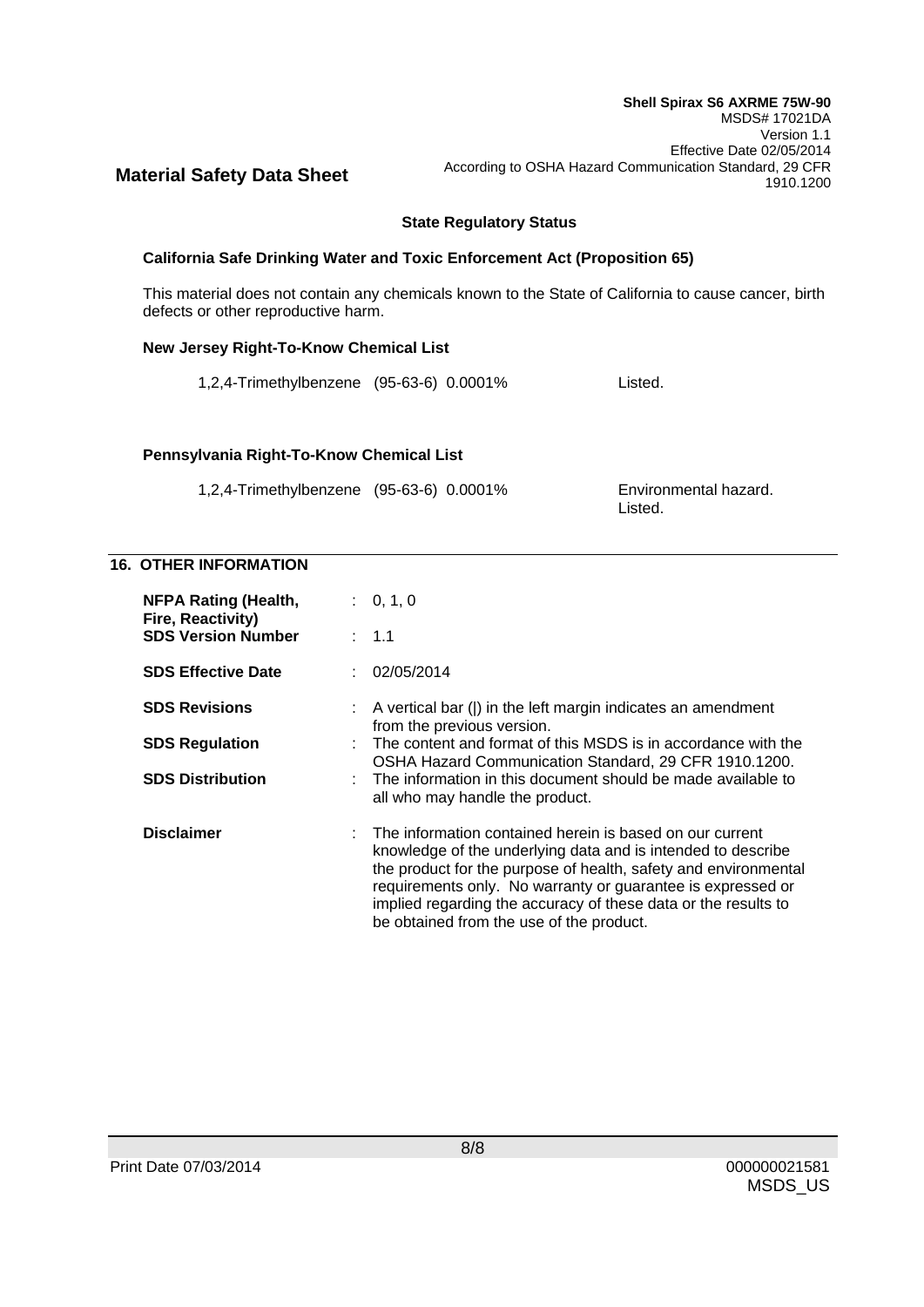### State Regulatory Status

#### California Safe Drinking Water and Toxic Enforcement Act (Proposition 65)

This material does not contain any chemicals known to the State of California to cause cancer, birth defects or other reproductive harm.

#### New Jersey Right-To-Know Chemical List

| | | | |
|---|---|---|---|
| 1,2,4-Trimethylbenzene | (95-63-6) | 0.0001% | Listed. |

#### Pennsylvania Right-To-Know Chemical List

| | | | |
|---|---|---|---|
| 1,2,4-Trimethylbenzene | (95-63-6) | 0.0001% | Environmental hazard. Listed. |

## 16. OTHER INFORMATION

**NFPA Rating (Health, Fire, Reactivity)** : 0, 1, 0

**SDS Version Number** : 1.1

**SDS Effective Date** : 02/05/2014

**SDS Revisions** : A vertical bar (|) in the left margin indicates an amendment from the previous version.

**SDS Regulation** : The content and format of this MSDS is in accordance with the OSHA Hazard Communication Standard, 29 CFR 1910.1200.

**SDS Distribution** : The information in this document should be made available to all who may handle the product.

**Disclaimer** : The information contained herein is based on our current knowledge of the underlying data and is intended to describe the product for the purpose of health, safety and environmental requirements only. No warranty or guarantee is expressed or implied regarding the accuracy of these data or the results to be obtained from the use of the product.